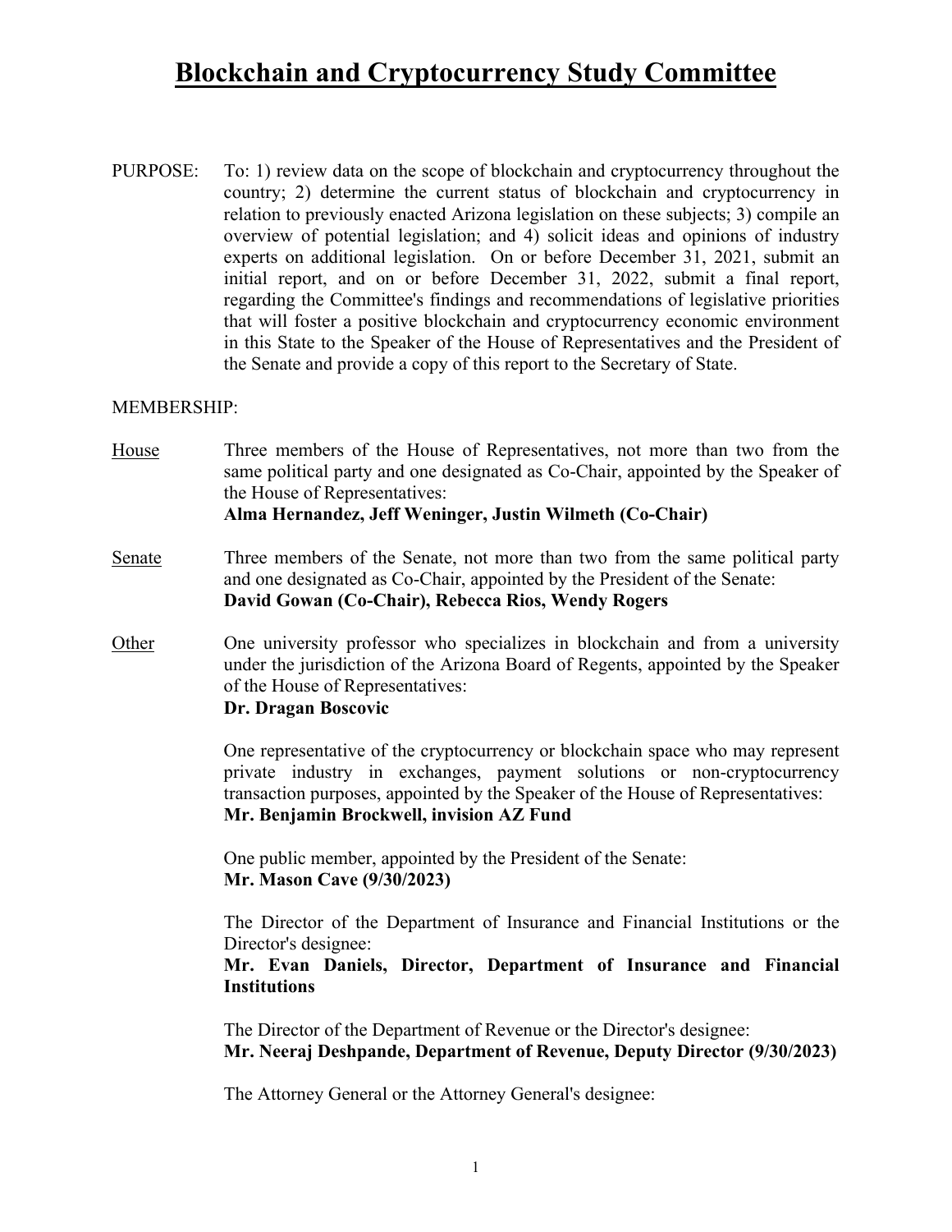# Blockchain and Cryptocurrency Study Committee

PURPOSE: To: 1) review data on the scope of blockchain and cryptocurrency throughout the country; 2) determine the current status of blockchain and cryptocurrency in relation to previously enacted Arizona legislation on these subjects; 3) compile an overview of potential legislation; and 4) solicit ideas and opinions of industry experts on additional legislation. On or before December 31, 2021, submit an initial report, and on or before December 31, 2022, submit a final report, regarding the Committee's findings and recommendations of legislative priorities that will foster a positive blockchain and cryptocurrency economic environment in this State to the Speaker of the House of Representatives and the President of the Senate and provide a copy of this report to the Secretary of State.

MEMBERSHIP:

House: Three members of the House of Representatives, not more than two from the same political party and one designated as Co-Chair, appointed by the Speaker of the House of Representatives:
**Alma Hernandez, Jeff Weninger, Justin Wilmeth (Co-Chair)**

Senate: Three members of the Senate, not more than two from the same political party and one designated as Co-Chair, appointed by the President of the Senate:
**David Gowan (Co-Chair), Rebecca Rios, Wendy Rogers**

Other: One university professor who specializes in blockchain and from a university under the jurisdiction of the Arizona Board of Regents, appointed by the Speaker of the House of Representatives:
**Dr. Dragan Boscovic**

One representative of the cryptocurrency or blockchain space who may represent private industry in exchanges, payment solutions or non-cryptocurrency transaction purposes, appointed by the Speaker of the House of Representatives:
**Mr. Benjamin Brockwell, invision AZ Fund**

One public member, appointed by the President of the Senate:
**Mr. Mason Cave (9/30/2023)**

The Director of the Department of Insurance and Financial Institutions or the Director's designee:
**Mr. Evan Daniels, Director, Department of Insurance and Financial Institutions**

The Director of the Department of Revenue or the Director's designee:
**Mr. Neeraj Deshpande, Department of Revenue, Deputy Director (9/30/2023)**

The Attorney General or the Attorney General's designee: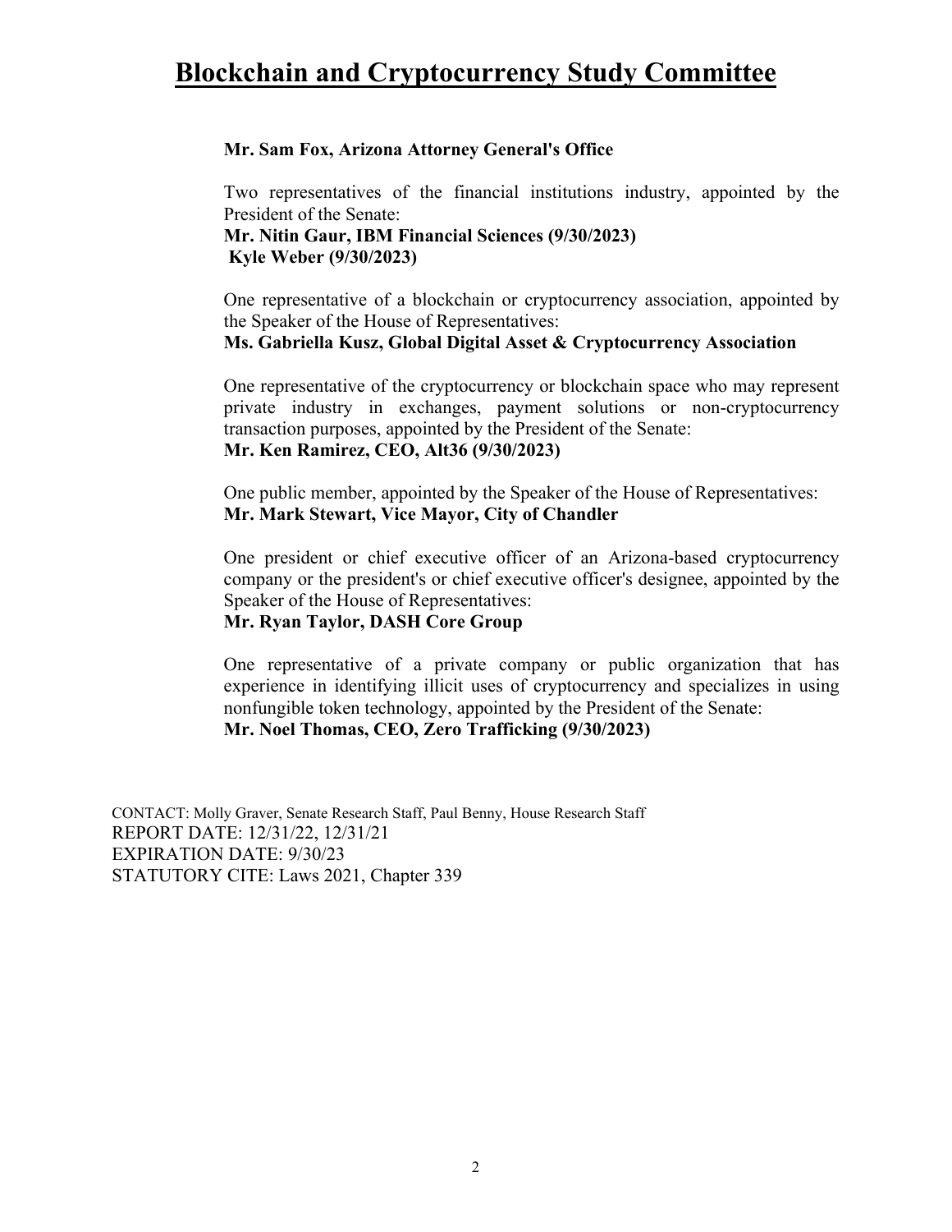# Blockchain and Cryptocurrency Study Committee

**Mr. Sam Fox, Arizona Attorney General's Office**

Two representatives of the financial institutions industry, appointed by the President of the Senate:
**Mr. Nitin Gaur, IBM Financial Sciences (9/30/2023)**
**Kyle Weber (9/30/2023)**

One representative of a blockchain or cryptocurrency association, appointed by the Speaker of the House of Representatives:
**Ms. Gabriella Kusz, Global Digital Asset & Cryptocurrency Association**

One representative of the cryptocurrency or blockchain space who may represent private industry in exchanges, payment solutions or non-cryptocurrency transaction purposes, appointed by the President of the Senate:
**Mr. Ken Ramirez, CEO, Alt36 (9/30/2023)**

One public member, appointed by the Speaker of the House of Representatives:
**Mr. Mark Stewart, Vice Mayor, City of Chandler**

One president or chief executive officer of an Arizona-based cryptocurrency company or the president's or chief executive officer's designee, appointed by the Speaker of the House of Representatives:
**Mr. Ryan Taylor, DASH Core Group**

One representative of a private company or public organization that has experience in identifying illicit uses of cryptocurrency and specializes in using nonfungible token technology, appointed by the President of the Senate:
**Mr. Noel Thomas, CEO, Zero Trafficking (9/30/2023)**

CONTACT: Molly Graver, Senate Research Staff, Paul Benny, House Research Staff
REPORT DATE: 12/31/22, 12/31/21
EXPIRATION DATE: 9/30/23
STATUTORY CITE: Laws 2021, Chapter 339